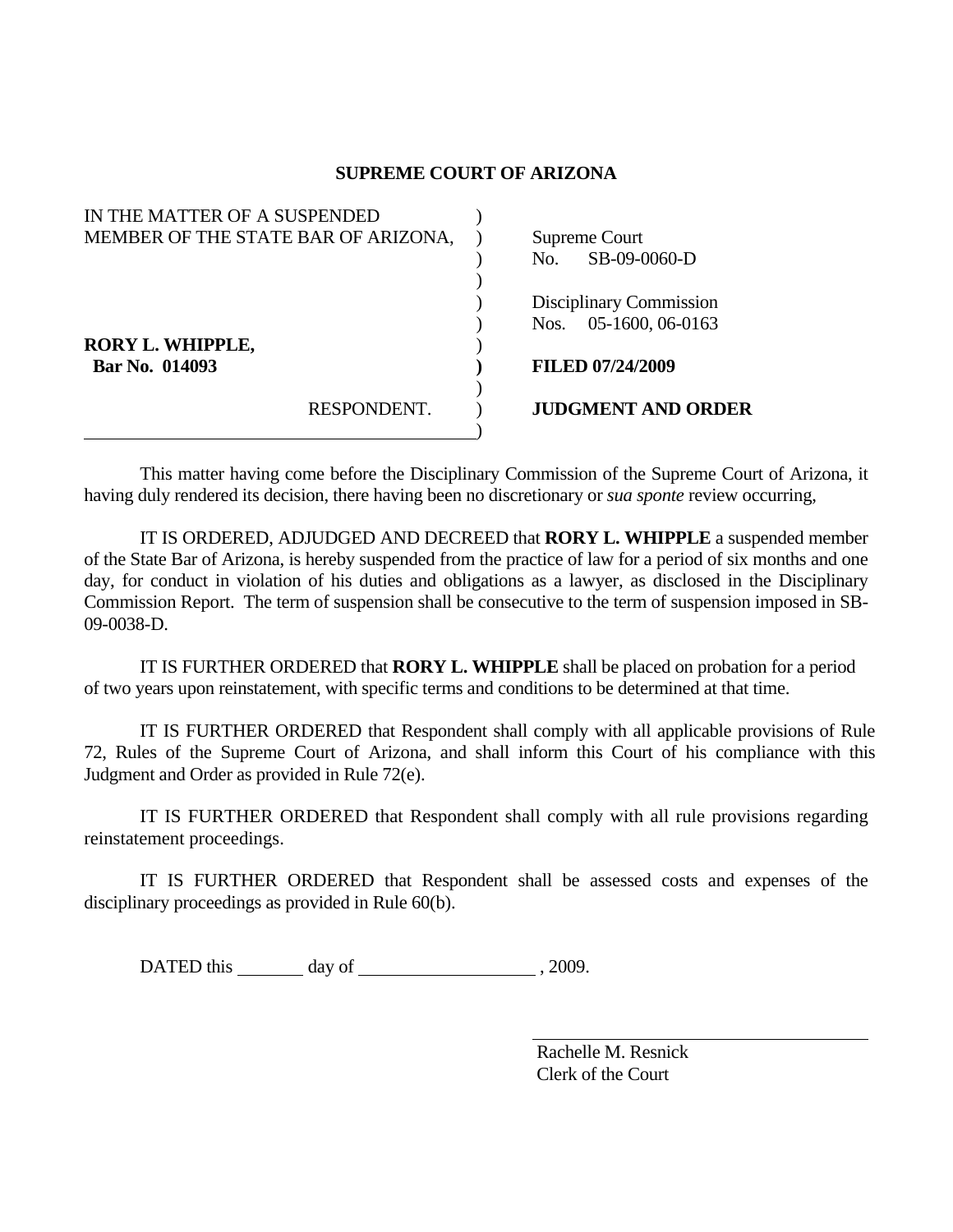**SUPREME COURT OF ARIZONA**

| | |
|---|---|
| IN THE MATTER OF A SUSPENDED MEMBER OF THE STATE BAR OF ARIZONA, | Supreme Court No. SB-09-0060-D |
| | Disciplinary Commission Nos. 05-1600, 06-0163 |
| **RORY L. WHIPPLE,** **Bar No. 014093** | **FILED 07/24/2009** |
| RESPONDENT. | **JUDGMENT AND ORDER** |

This matter having come before the Disciplinary Commission of the Supreme Court of Arizona, it having duly rendered its decision, there having been no discretionary or *sua sponte* review occurring,

IT IS ORDERED, ADJUDGED AND DECREED that **RORY L. WHIPPLE** a suspended member of the State Bar of Arizona, is hereby suspended from the practice of law for a period of six months and one day, for conduct in violation of his duties and obligations as a lawyer, as disclosed in the Disciplinary Commission Report. The term of suspension shall be consecutive to the term of suspension imposed in SB-09-0038-D.

IT IS FURTHER ORDERED that **RORY L. WHIPPLE** shall be placed on probation for a period of two years upon reinstatement, with specific terms and conditions to be determined at that time.

IT IS FURTHER ORDERED that Respondent shall comply with all applicable provisions of Rule 72, Rules of the Supreme Court of Arizona, and shall inform this Court of his compliance with this Judgment and Order as provided in Rule 72(e).

IT IS FURTHER ORDERED that Respondent shall comply with all rule provisions regarding reinstatement proceedings.

IT IS FURTHER ORDERED that Respondent shall be assessed costs and expenses of the disciplinary proceedings as provided in Rule 60(b).

DATED this \_\_\_\_\_\_\_ day of \_\_\_\_\_\_\_\_\_\_\_\_\_\_\_\_\_\_ , 2009.

\_\_\_\_\_\_\_\_\_\_\_\_\_\_\_\_\_\_\_\_\_\_\_\_\_\_\_\_\_\_\_\_\_\_\_\_
Rachelle M. Resnick
Clerk of the Court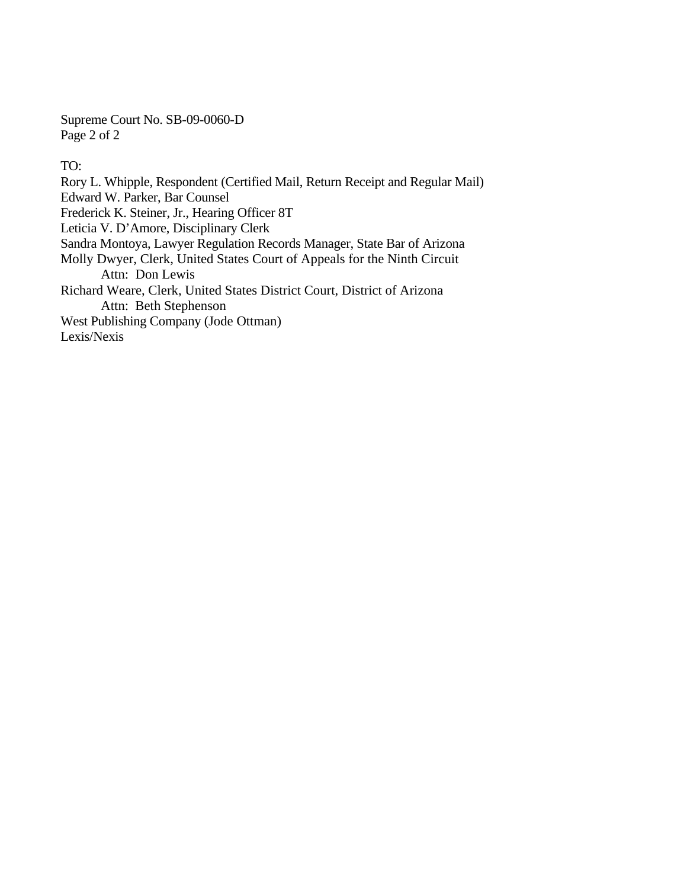Supreme Court No. SB-09-0060-D

TO:
Rory L. Whipple, Respondent (Certified Mail, Return Receipt and Regular Mail)
Edward W. Parker, Bar Counsel
Frederick K. Steiner, Jr., Hearing Officer 8T
Leticia V. D'Amore, Disciplinary Clerk
Sandra Montoya, Lawyer Regulation Records Manager, State Bar of Arizona
Molly Dwyer, Clerk, United States Court of Appeals for the Ninth Circuit
    Attn: Don Lewis
Richard Weare, Clerk, United States District Court, District of Arizona
    Attn: Beth Stephenson
West Publishing Company (Jode Ottman)
Lexis/Nexis